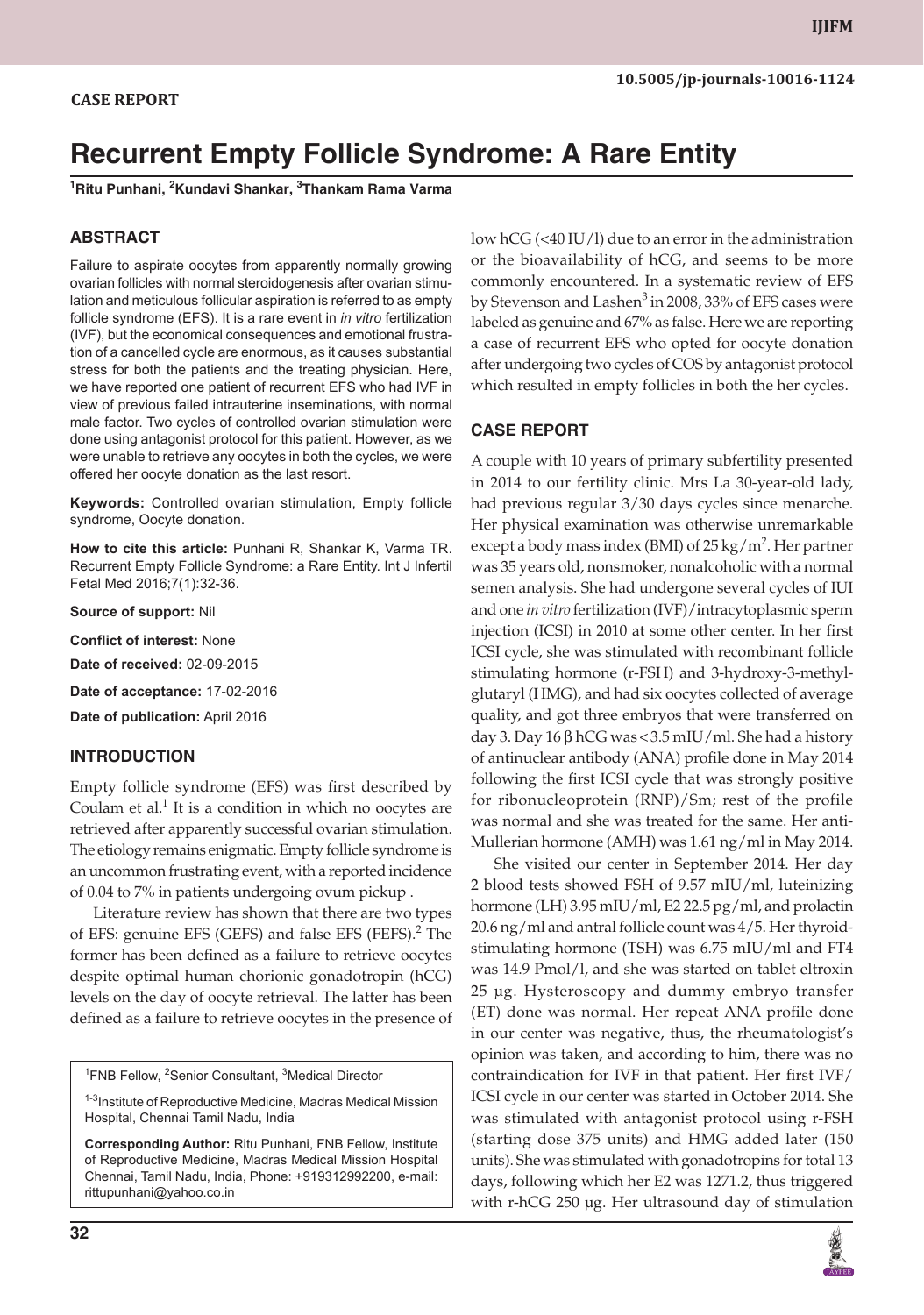CASE REPORT

10.5005/jp-journals-10016-1124

# Recurrent Empty Follicle Syndrome: A Rare Entity

[1]Ritu Punhani, [2]Kundavi Shankar, [3]Thankam Rama Varma

## ABSTRACT

Failure to aspirate oocytes from apparently normally growing ovarian follicles with normal steroidogenesis after ovarian stimulation and meticulous follicular aspiration is referred to as empty follicle syndrome (EFS). It is a rare event in *in vitro* fertilization (IVF), but the economical consequences and emotional frustration of a cancelled cycle are enormous, as it causes substantial stress for both the patients and the treating physician. Here, we have reported one patient of recurrent EFS who had IVF in view of previous failed intrauterine inseminations, with normal male factor. Two cycles of controlled ovarian stimulation were done using antagonist protocol for this patient. However, as we were unable to retrieve any oocytes in both the cycles, we were offered her oocyte donation as the last resort.

**Keywords:** Controlled ovarian stimulation, Empty follicle syndrome, Oocyte donation.

**How to cite this article:** Punhani R, Shankar K, Varma TR. Recurrent Empty Follicle Syndrome: a Rare Entity. Int J Infertil Fetal Med 2016;7(1):32-36.

**Source of support:** Nil

**Conflict of interest:** None

**Date of received:** 02-09-2015

**Date of acceptance:** 17-02-2016

**Date of publication:** April 2016

## INTRODUCTION

Empty follicle syndrome (EFS) was first described by Coulam et al.[1] It is a condition in which no oocytes are retrieved after apparently successful ovarian stimulation. The etiology remains enigmatic. Empty follicle syndrome is an uncommon frustrating event, with a reported incidence of 0.04 to 7% in patients undergoing ovum pickup .

Literature review has shown that there are two types of EFS: genuine EFS (GEFS) and false EFS (FEFS).[2] The former has been defined as a failure to retrieve oocytes despite optimal human chorionic gonadotropin (hCG) levels on the day of oocyte retrieval. The latter has been defined as a failure to retrieve oocytes in the presence of low hCG (<40 IU/l) due to an error in the administration or the bioavailability of hCG, and seems to be more commonly encountered. In a systematic review of EFS by Stevenson and Lashen[3] in 2008, 33% of EFS cases were labeled as genuine and 67% as false. Here we are reporting a case of recurrent EFS who opted for oocyte donation after undergoing two cycles of COS by antagonist protocol which resulted in empty follicles in both the her cycles.

[1]FNB Fellow, [2]Senior Consultant, [3]Medical Director

[1-3]Institute of Reproductive Medicine, Madras Medical Mission Hospital, Chennai Tamil Nadu, India

**Corresponding Author:** Ritu Punhani, FNB Fellow, Institute of Reproductive Medicine, Madras Medical Mission Hospital Chennai, Tamil Nadu, India, Phone: +919312992200, e-mail: rittupunhani@yahoo.co.in

## CASE REPORT

A couple with 10 years of primary subfertility presented in 2014 to our fertility clinic. Mrs La 30-year-old lady, had previous regular 3/30 days cycles since menarche. Her physical examination was otherwise unremarkable except a body mass index (BMI) of 25 kg/m$^2$. Her partner was 35 years old, nonsmoker, nonalcoholic with a normal semen analysis. She had undergone several cycles of IUI and one *in vitro* fertilization (IVF)/intracytoplasmic sperm injection (ICSI) in 2010 at some other center. In her first ICSI cycle, she was stimulated with recombinant follicle stimulating hormone (r-FSH) and 3-hydroxy-3-methyl-glutaryl (HMG), and had six oocytes collected of average quality, and got three embryos that were transferred on day 3. Day 16 β hCG was < 3.5 mIU/ml. She had a history of antinuclear antibody (ANA) profile done in May 2014 following the first ICSI cycle that was strongly positive for ribonucleoprotein (RNP)/Sm; rest of the profile was normal and she was treated for the same. Her anti-Mullerian hormone (AMH) was 1.61 ng/ml in May 2014.

She visited our center in September 2014. Her day 2 blood tests showed FSH of 9.57 mIU/ml, luteinizing hormone (LH) 3.95 mIU/ml, E2 22.5 pg/ml, and prolactin 20.6 ng/ml and antral follicle count was 4/5. Her thyroid-stimulating hormone (TSH) was 6.75 mIU/ml and FT4 was 14.9 Pmol/l, and she was started on tablet eltroxin 25 μg. Hysteroscopy and dummy embryo transfer (ET) done was normal. Her repeat ANA profile done in our center was negative, thus, the rheumatologist's opinion was taken, and according to him, there was no contraindication for IVF in that patient. Her first IVF/ICSI cycle in our center was started in October 2014. She was stimulated with antagonist protocol using r-FSH (starting dose 375 units) and HMG added later (150 units). She was stimulated with gonadotropins for total 13 days, following which her E2 was 1271.2, thus triggered with r-hCG 250 μg. Her ultrasound day of stimulation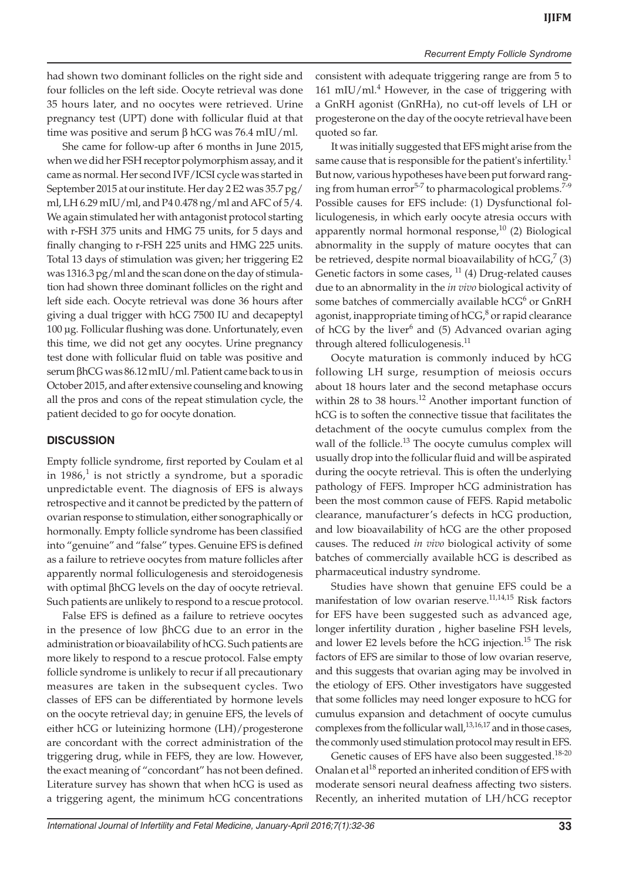had shown two dominant follicles on the right side and four follicles on the left side. Oocyte retrieval was done 35 hours later, and no oocytes were retrieved. Urine pregnancy test (UPT) done with follicular fluid at that time was positive and serum β hCG was 76.4 mIU/ml.

She came for follow-up after 6 months in June 2015, when we did her FSH receptor polymorphism assay, and it came as normal. Her second IVF/ICSI cycle was started in September 2015 at our institute. Her day 2 E2 was 35.7 pg/ml, LH 6.29 mIU/ml, and P4 0.478 ng/ml and AFC of 5/4. We again stimulated her with antagonist protocol starting with r-FSH 375 units and HMG 75 units, for 5 days and finally changing to r-FSH 225 units and HMG 225 units. Total 13 days of stimulation was given; her triggering E2 was 1316.3 pg/ml and the scan done on the day of stimulation had shown three dominant follicles on the right and left side each. Oocyte retrieval was done 36 hours after giving a dual trigger with hCG 7500 IU and decapeptyl 100 µg. Follicular flushing was done. Unfortunately, even this time, we did not get any oocytes. Urine pregnancy test done with follicular fluid on table was positive and serum βhCG was 86.12 mIU/ml. Patient came back to us in October 2015, and after extensive counseling and knowing all the pros and cons of the repeat stimulation cycle, the patient decided to go for oocyte donation.

## DISCUSSION

Empty follicle syndrome, first reported by Coulam et al in 1986,[1] is not strictly a syndrome, but a sporadic unpredictable event. The diagnosis of EFS is always retrospective and it cannot be predicted by the pattern of ovarian response to stimulation, either sonographically or hormonally. Empty follicle syndrome has been classified into "genuine" and "false" types. Genuine EFS is defined as a failure to retrieve oocytes from mature follicles after apparently normal folliculogenesis and steroidogenesis with optimal βhCG levels on the day of oocyte retrieval. Such patients are unlikely to respond to a rescue protocol.

False EFS is defined as a failure to retrieve oocytes in the presence of low βhCG due to an error in the administration or bioavailability of hCG. Such patients are more likely to respond to a rescue protocol. False empty follicle syndrome is unlikely to recur if all precautionary measures are taken in the subsequent cycles. Two classes of EFS can be differentiated by hormone levels on the oocyte retrieval day; in genuine EFS, the levels of either hCG or luteinizing hormone (LH)/progesterone are concordant with the correct administration of the triggering drug, while in FEFS, they are low. However, the exact meaning of "concordant" has not been defined. Literature survey has shown that when hCG is used as a triggering agent, the minimum hCG concentrations consistent with adequate triggering range are from 5 to 161 mIU/ml.[4] However, in the case of triggering with a GnRH agonist (GnRHa), no cut-off levels of LH or progesterone on the day of the oocyte retrieval have been quoted so far.

It was initially suggested that EFS might arise from the same cause that is responsible for the patient's infertility.[1] But now, various hypotheses have been put forward ranging from human error[5-7] to pharmacological problems.[7-9] Possible causes for EFS include: (1) Dysfunctional folliculogenesis, in which early oocyte atresia occurs with apparently normal hormonal response,[10] (2) Biological abnormality in the supply of mature oocytes that can be retrieved, despite normal bioavailability of hCG,[7] (3) Genetic factors in some cases,[11] (4) Drug-related causes due to an abnormality in the *in vivo* biological activity of some batches of commercially available hCG[6] or GnRH agonist, inappropriate timing of hCG,[8] or rapid clearance of hCG by the liver[6] and (5) Advanced ovarian aging through altered folliculogenesis.[11]

Oocyte maturation is commonly induced by hCG following LH surge, resumption of meiosis occurs about 18 hours later and the second metaphase occurs within 28 to 38 hours.[12] Another important function of hCG is to soften the connective tissue that facilitates the detachment of the oocyte cumulus complex from the wall of the follicle.[13] The oocyte cumulus complex will usually drop into the follicular fluid and will be aspirated during the oocyte retrieval. This is often the underlying pathology of FEFS. Improper hCG administration has been the most common cause of FEFS. Rapid metabolic clearance, manufacturer's defects in hCG production, and low bioavailability of hCG are the other proposed causes. The reduced *in vivo* biological activity of some batches of commercially available hCG is described as pharmaceutical industry syndrome.

Studies have shown that genuine EFS could be a manifestation of low ovarian reserve.[11,14,15] Risk factors for EFS have been suggested such as advanced age, longer infertility duration , higher baseline FSH levels, and lower E2 levels before the hCG injection.[15] The risk factors of EFS are similar to those of low ovarian reserve, and this suggests that ovarian aging may be involved in the etiology of EFS. Other investigators have suggested that some follicles may need longer exposure to hCG for cumulus expansion and detachment of oocyte cumulus complexes from the follicular wall,[13,16,17] and in those cases, the commonly used stimulation protocol may result in EFS.

Genetic causes of EFS have also been suggested.[18-20] Onalan et al[18] reported an inherited condition of EFS with moderate sensori neural deafness affecting two sisters. Recently, an inherited mutation of LH/hCG receptor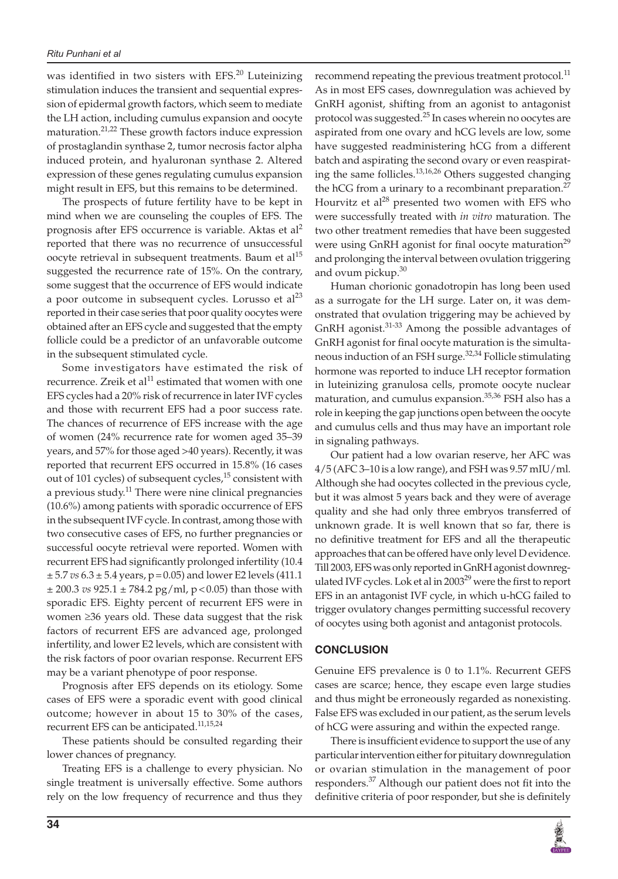was identified in two sisters with EFS.[20] Luteinizing stimulation induces the transient and sequential expression of epidermal growth factors, which seem to mediate the LH action, including cumulus expansion and oocyte maturation.[21,22] These growth factors induce expression of prostaglandin synthase 2, tumor necrosis factor alpha induced protein, and hyaluronan synthase 2. Altered expression of these genes regulating cumulus expansion might result in EFS, but this remains to be determined.

The prospects of future fertility have to be kept in mind when we are counseling the couples of EFS. The prognosis after EFS occurrence is variable. Aktas et al[2] reported that there was no recurrence of unsuccessful oocyte retrieval in subsequent treatments. Baum et al[15] suggested the recurrence rate of 15%. On the contrary, some suggest that the occurrence of EFS would indicate a poor outcome in subsequent cycles. Lorusso et al[23] reported in their case series that poor quality oocytes were obtained after an EFS cycle and suggested that the empty follicle could be a predictor of an unfavorable outcome in the subsequent stimulated cycle.

Some investigators have estimated the risk of recurrence. Zreik et al[11] estimated that women with one EFS cycles had a 20% risk of recurrence in later IVF cycles and those with recurrent EFS had a poor success rate. The chances of recurrence of EFS increase with the age of women (24% recurrence rate for women aged 35–39 years, and 57% for those aged >40 years). Recently, it was reported that recurrent EFS occurred in 15.8% (16 cases out of 101 cycles) of subsequent cycles,[15] consistent with a previous study.[11] There were nine clinical pregnancies (10.6%) among patients with sporadic occurrence of EFS in the subsequent IVF cycle. In contrast, among those with two consecutive cases of EFS, no further pregnancies or successful oocyte retrieval were reported. Women with recurrent EFS had significantly prolonged infertility (10.4 ± 5.7 *vs* 6.3 ± 5.4 years, $p = 0.05$) and lower E2 levels (411.1 ± 200.3 *vs* 925.1 ± 784.2 pg/ml, $p < 0.05$) than those with sporadic EFS. Eighty percent of recurrent EFS were in women ≥36 years old. These data suggest that the risk factors of recurrent EFS are advanced age, prolonged infertility, and lower E2 levels, which are consistent with the risk factors of poor ovarian response. Recurrent EFS may be a variant phenotype of poor response.

Prognosis after EFS depends on its etiology. Some cases of EFS were a sporadic event with good clinical outcome; however in about 15 to 30% of the cases, recurrent EFS can be anticipated.[11,15,24]

These patients should be consulted regarding their lower chances of pregnancy.

Treating EFS is a challenge to every physician. No single treatment is universally effective. Some authors rely on the low frequency of recurrence and thus they recommend repeating the previous treatment protocol.[11] As in most EFS cases, downregulation was achieved by GnRH agonist, shifting from an agonist to antagonist protocol was suggested.[25] In cases wherein no oocytes are aspirated from one ovary and hCG levels are low, some have suggested readministering hCG from a different batch and aspirating the second ovary or even reaspirating the same follicles.[13,16,26] Others suggested changing the hCG from a urinary to a recombinant preparation.[27] Hourvitz et al[28] presented two women with EFS who were successfully treated with *in vitro* maturation. The two other treatment remedies that have been suggested were using GnRH agonist for final oocyte maturation[29] and prolonging the interval between ovulation triggering and ovum pickup.[30]

Human chorionic gonadotropin has long been used as a surrogate for the LH surge. Later on, it was demonstrated that ovulation triggering may be achieved by GnRH agonist.[31-33] Among the possible advantages of GnRH agonist for final oocyte maturation is the simultaneous induction of an FSH surge.[32,34] Follicle stimulating hormone was reported to induce LH receptor formation in luteinizing granulosa cells, promote oocyte nuclear maturation, and cumulus expansion.[35,36] FSH also has a role in keeping the gap junctions open between the oocyte and cumulus cells and thus may have an important role in signaling pathways.

Our patient had a low ovarian reserve, her AFC was 4/5 (AFC 3–10 is a low range), and FSH was 9.57 mIU/ml. Although she had oocytes collected in the previous cycle, but it was almost 5 years back and they were of average quality and she had only three embryos transferred of unknown grade. It is well known that so far, there is no definitive treatment for EFS and all the therapeutic approaches that can be offered have only level D evidence. Till 2003, EFS was only reported in GnRH agonist downregulated IVF cycles. Lok et al in 2003[29] were the first to report EFS in an antagonist IVF cycle, in which u-hCG failed to trigger ovulatory changes permitting successful recovery of oocytes using both agonist and antagonist protocols.

## CONCLUSION

Genuine EFS prevalence is 0 to 1.1%. Recurrent GEFS cases are scarce; hence, they escape even large studies and thus might be erroneously regarded as nonexisting. False EFS was excluded in our patient, as the serum levels of hCG were assuring and within the expected range.

There is insufficient evidence to support the use of any particular intervention either for pituitary downregulation or ovarian stimulation in the management of poor responders.[37] Although our patient does not fit into the definitive criteria of poor responder, but she is definitely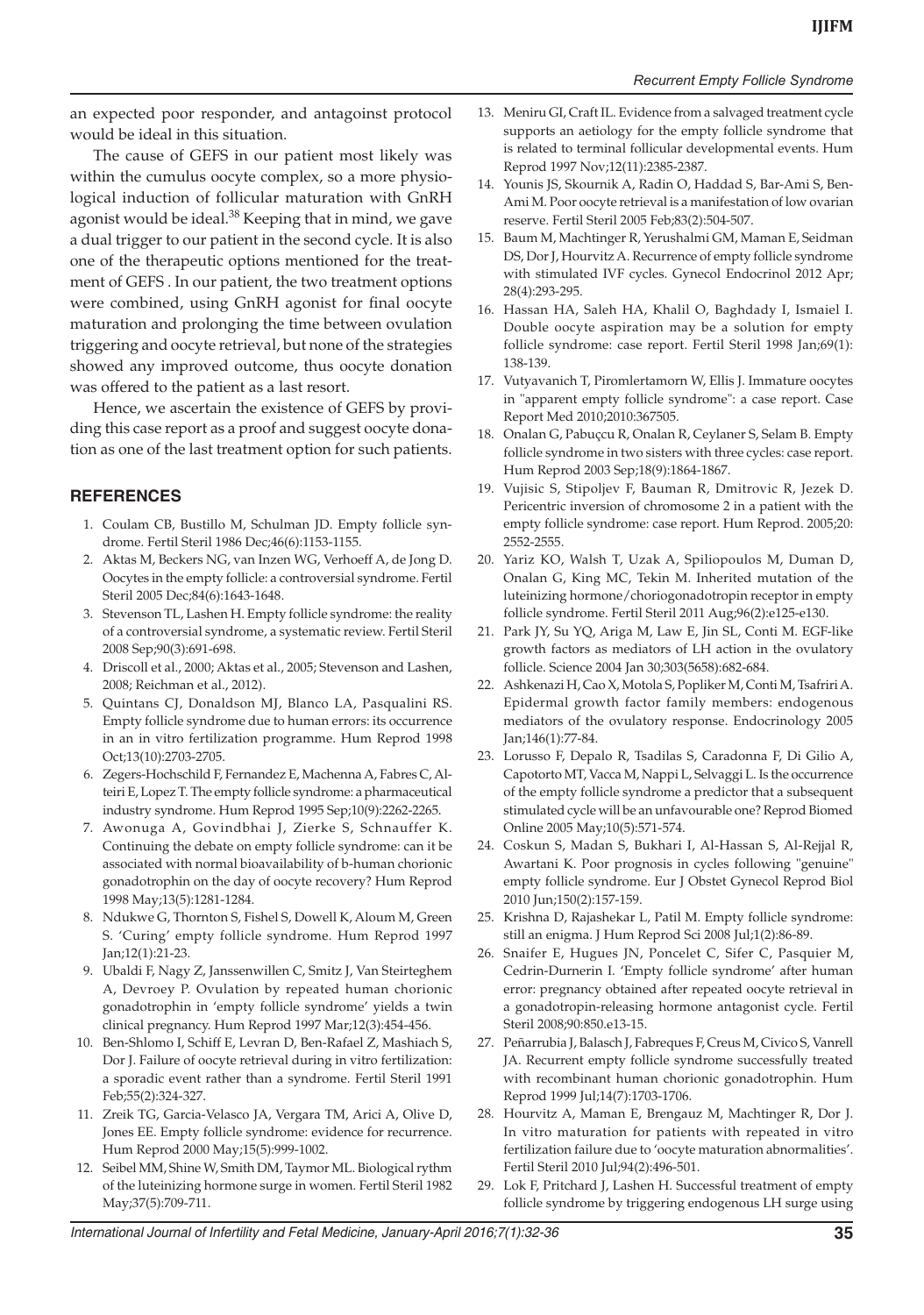an expected poor responder, and antagoinst protocol would be ideal in this situation.

The cause of GEFS in our patient most likely was within the cumulus oocyte complex, so a more physiological induction of follicular maturation with GnRH agonist would be ideal.[38] Keeping that in mind, we gave a dual trigger to our patient in the second cycle. It is also one of the therapeutic options mentioned for the treatment of GEFS . In our patient, the two treatment options were combined, using GnRH agonist for final oocyte maturation and prolonging the time between ovulation triggering and oocyte retrieval, but none of the strategies showed any improved outcome, thus oocyte donation was offered to the patient as a last resort.

Hence, we ascertain the existence of GEFS by providing this case report as a proof and suggest oocyte donation as one of the last treatment option for such patients.

## REFERENCES

1. Coulam CB, Bustillo M, Schulman JD. Empty follicle syndrome. Fertil Steril 1986 Dec;46(6):1153-1155.
2. Aktas M, Beckers NG, van Inzen WG, Verhoeff A, de Jong D. Oocytes in the empty follicle: a controversial syndrome. Fertil Steril 2005 Dec;84(6):1643-1648.
3. Stevenson TL, Lashen H. Empty follicle syndrome: the reality of a controversial syndrome, a systematic review. Fertil Steril 2008 Sep;90(3):691-698.
4. Driscoll et al., 2000; Aktas et al., 2005; Stevenson and Lashen, 2008; Reichman et al., 2012).
5. Quintans CJ, Donaldson MJ, Blanco LA, Pasqualini RS. Empty follicle syndrome due to human errors: its occurrence in an in vitro fertilization programme. Hum Reprod 1998 Oct;13(10):2703-2705.
6. Zegers-Hochschild F, Fernandez E, Machenna A, Fabres C, Alteiri E, Lopez T. The empty follicle syndrome: a pharmaceutical industry syndrome. Hum Reprod 1995 Sep;10(9):2262-2265.
7. Awonuga A, Govindbhai J, Zierke S, Schnauffer K. Continuing the debate on empty follicle syndrome: can it be associated with normal bioavailability of b-human chorionic gonadotrophin on the day of oocyte recovery? Hum Reprod 1998 May;13(5):1281-1284.
8. Ndukwe G, Thornton S, Fishel S, Dowell K, Aloum M, Green S. 'Curing' empty follicle syndrome. Hum Reprod 1997 Jan;12(1):21-23.
9. Ubaldi F, Nagy Z, Janssenwillen C, Smitz J, Van Steirteghem A, Devroey P. Ovulation by repeated human chorionic gonadotrophin in 'empty follicle syndrome' yields a twin clinical pregnancy. Hum Reprod 1997 Mar;12(3):454-456.
10. Ben-Shlomo I, Schiff E, Levran D, Ben-Rafael Z, Mashiach S, Dor J. Failure of oocyte retrieval during in vitro fertilization: a sporadic event rather than a syndrome. Fertil Steril 1991 Feb;55(2):324-327.
11. Zreik TG, Garcia-Velasco JA, Vergara TM, Arici A, Olive D, Jones EE. Empty follicle syndrome: evidence for recurrence. Hum Reprod 2000 May;15(5):999-1002.
12. Seibel MM, Shine W, Smith DM, Taymor ML. Biological rythm of the luteinizing hormone surge in women. Fertil Steril 1982 May;37(5):709-711.
13. Meniru GI, Craft IL. Evidence from a salvaged treatment cycle supports an aetiology for the empty follicle syndrome that is related to terminal follicular developmental events. Hum Reprod 1997 Nov;12(11):2385-2387.
14. Younis JS, Skournik A, Radin O, Haddad S, Bar-Ami S, Ben-Ami M. Poor oocyte retrieval is a manifestation of low ovarian reserve. Fertil Steril 2005 Feb;83(2):504-507.
15. Baum M, Machtinger R, Yerushalmi GM, Maman E, Seidman DS, Dor J, Hourvitz A. Recurrence of empty follicle syndrome with stimulated IVF cycles. Gynecol Endocrinol 2012 Apr; 28(4):293-295.
16. Hassan HA, Saleh HA, Khalil O, Baghdady I, Ismaiel I. Double oocyte aspiration may be a solution for empty follicle syndrome: case report. Fertil Steril 1998 Jan;69(1): 138-139.
17. Vutyavanich T, Piromlertamorn W, Ellis J. Immature oocytes in "apparent empty follicle syndrome": a case report. Case Report Med 2010;2010:367505.
18. Onalan G, Pabuçcu R, Onalan R, Ceylaner S, Selam B. Empty follicle syndrome in two sisters with three cycles: case report. Hum Reprod 2003 Sep;18(9):1864-1867.
19. Vujisic S, Stipoljev F, Bauman R, Dmitrovic R, Jezek D. Pericentric inversion of chromosome 2 in a patient with the empty follicle syndrome: case report. Hum Reprod. 2005;20: 2552-2555.
20. Yariz KO, Walsh T, Uzak A, Spiliopoulos M, Duman D, Onalan G, King MC, Tekin M. Inherited mutation of the luteinizing hormone/choriogonadotropin receptor in empty follicle syndrome. Fertil Steril 2011 Aug;96(2):e125-e130.
21. Park JY, Su YQ, Ariga M, Law E, Jin SL, Conti M. EGF-like growth factors as mediators of LH action in the ovulatory follicle. Science 2004 Jan 30;303(5658):682-684.
22. Ashkenazi H, Cao X, Motola S, Popliker M, Conti M, Tsafriri A. Epidermal growth factor family members: endogenous mediators of the ovulatory response. Endocrinology 2005 Jan;146(1):77-84.
23. Lorusso F, Depalo R, Tsadilas S, Caradonna F, Di Gilio A, Capotorto MT, Vacca M, Nappi L, Selvaggi L. Is the occurrence of the empty follicle syndrome a predictor that a subsequent stimulated cycle will be an unfavourable one? Reprod Biomed Online 2005 May;10(5):571-574.
24. Coskun S, Madan S, Bukhari I, Al-Hassan S, Al-Rejjal R, Awartani K. Poor prognosis in cycles following "genuine" empty follicle syndrome. Eur J Obstet Gynecol Reprod Biol 2010 Jun;150(2):157-159.
25. Krishna D, Rajashekar L, Patil M. Empty follicle syndrome: still an enigma. J Hum Reprod Sci 2008 Jul;1(2):86-89.
26. Snaifer E, Hugues JN, Poncelet C, Sifer C, Pasquier M, Cedrin-Durnerin I. 'Empty follicle syndrome' after human error: pregnancy obtained after repeated oocyte retrieval in a gonadotropin-releasing hormone antagonist cycle. Fertil Steril 2008;90:850.e13-15.
27. Peñarrubia J, Balasch J, Fabreques F, Creus M, Civico S, Vanrell JA. Recurrent empty follicle syndrome successfully treated with recombinant human chorionic gonadotrophin. Hum Reprod 1999 Jul;14(7):1703-1706.
28. Hourvitz A, Maman E, Brengauz M, Machtinger R, Dor J. In vitro maturation for patients with repeated in vitro fertilization failure due to 'oocyte maturation abnormalities'. Fertil Steril 2010 Jul;94(2):496-501.
29. Lok F, Pritchard J, Lashen H. Successful treatment of empty follicle syndrome by triggering endogenous LH surge using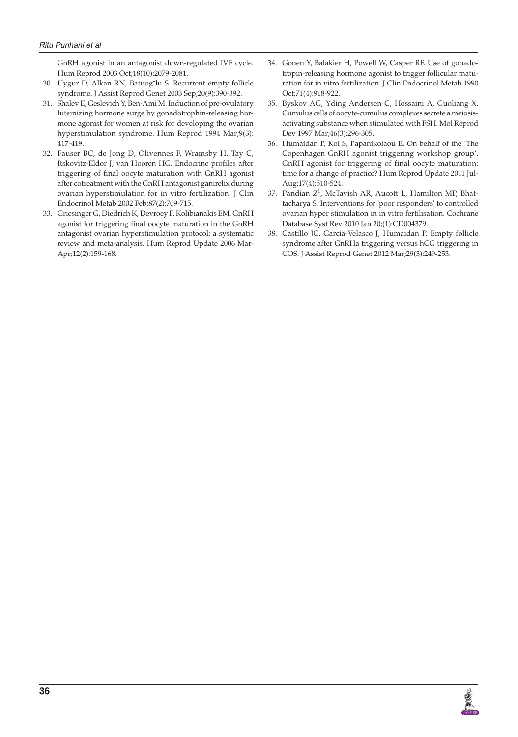GnRH agonist in an antagonist down-regulated IVF cycle. Hum Reprod 2003 Oct;18(10):2079-2081.

30. Uygur D, Alkan RN, Batuog˘lu S. Recurrent empty follicle syndrome. J Assist Reprod Genet 2003 Sep;20(9):390-392.
31. Shalev E, Geslevich Y, Ben-Ami M. Induction of pre-ovulatory luteinizing hormone surge by gonadotrophin-releasing hormone agonist for women at risk for developing the ovarian hyperstimulation syndrome. Hum Reprod 1994 Mar;9(3): 417-419.
32. Fauser BC, de Jong D, Olivennes F, Wramsby H, Tay C, Itskovitz-Eldor J, van Hooren HG. Endocrine profiles after triggering of final oocyte maturation with GnRH agonist after cotreatment with the GnRH antagonist ganirelix during ovarian hyperstimulation for in vitro fertilization. J Clin Endocrinol Metab 2002 Feb;87(2):709-715.
33. Griesinger G, Diedrich K, Devroey P, Kolibianakis EM. GnRH agonist for triggering final oocyte maturation in the GnRH antagonist ovarian hyperstimulation protocol: a systematic review and meta-analysis. Hum Reprod Update 2006 Mar-Apr;12(2):159-168.
34. Gonen Y, Balakier H, Powell W, Casper RF. Use of gonadotropin-releasing hormone agonist to trigger follicular maturation for in vitro fertilization. J Clin Endocrinol Metab 1990 Oct;71(4):918-922.
35. Byskov AG, Yding Andersen C, Hossaini A, Guoliang X. Cumulus cells of oocyte-cumulus complexes secrete a meiosis-activating substance when stimulated with FSH. Mol Reprod Dev 1997 Mar;46(3):296-305.
36. Humaidan P, Kol S, Papanikolaou E. On behalf of the 'The Copenhagen GnRH agonist triggering workshop group'. GnRH agonist for triggering of final oocyte maturation: time for a change of practice? Hum Reprod Update 2011 Jul-Aug;17(4):510-524.
37. Pandian Z[1], McTavish AR, Aucott L, Hamilton MP, Bhattacharya S. Interventions for 'poor responders' to controlled ovarian hyper stimulation in in vitro fertilisation. Cochrane Database Syst Rev 2010 Jan 20;(1):CD004379.
38. Castillo JC, Garcia-Velasco J, Humaidan P. Empty follicle syndrome after GnRHa triggering versus hCG triggering in COS. J Assist Reprod Genet 2012 Mar;29(3):249-253.